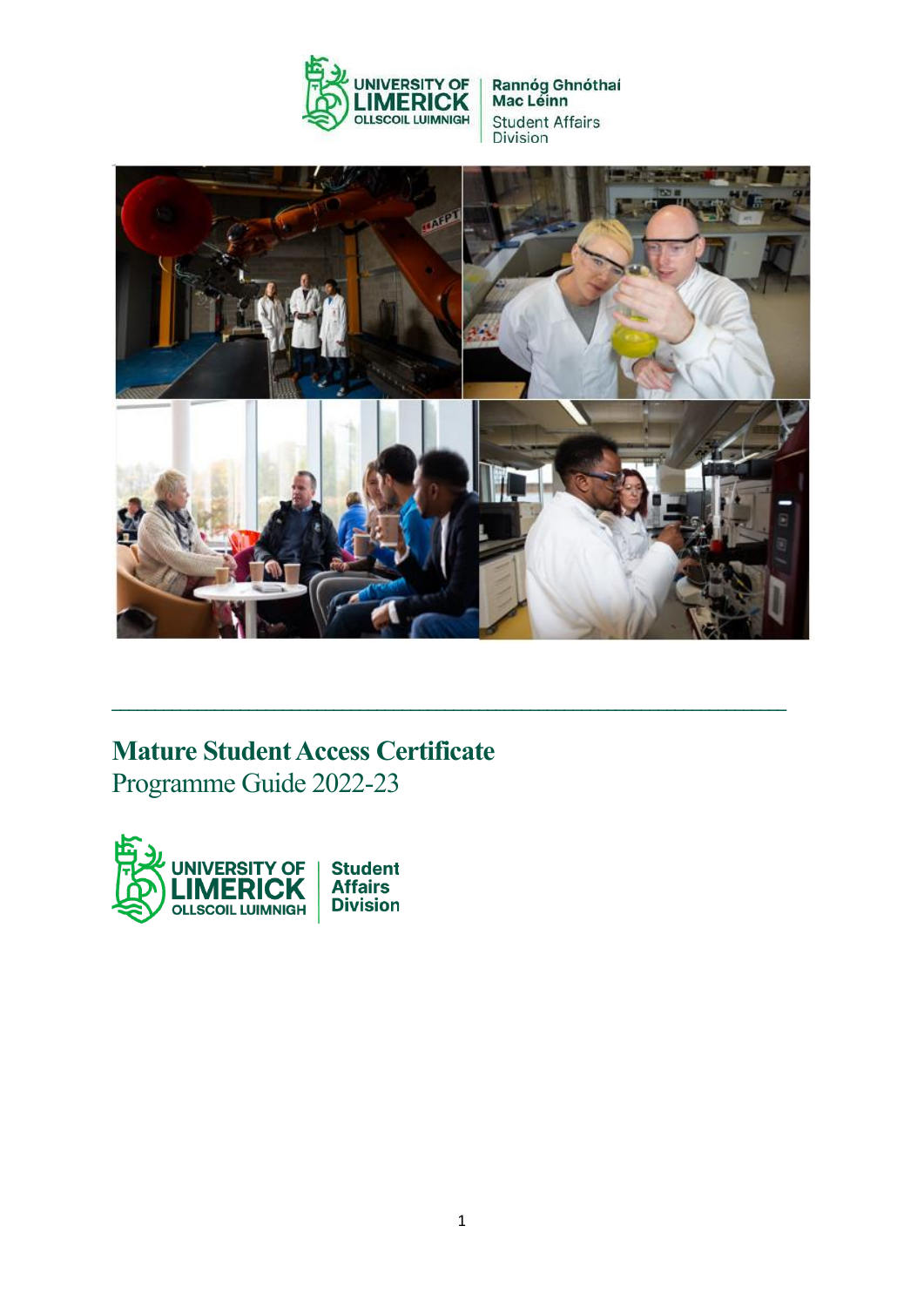UNIVERSITY OF LIMERICK
OLLSCOIL LUIMNIGH

Rannóg Ghnóthaí Mac Léinn
Student Affairs Division

---

# Mature Student Access Certificate

Programme Guide 2022-23

UNIVERSITY OF LIMERICK
OLLSCOIL LUIMNIGH

Student Affairs Division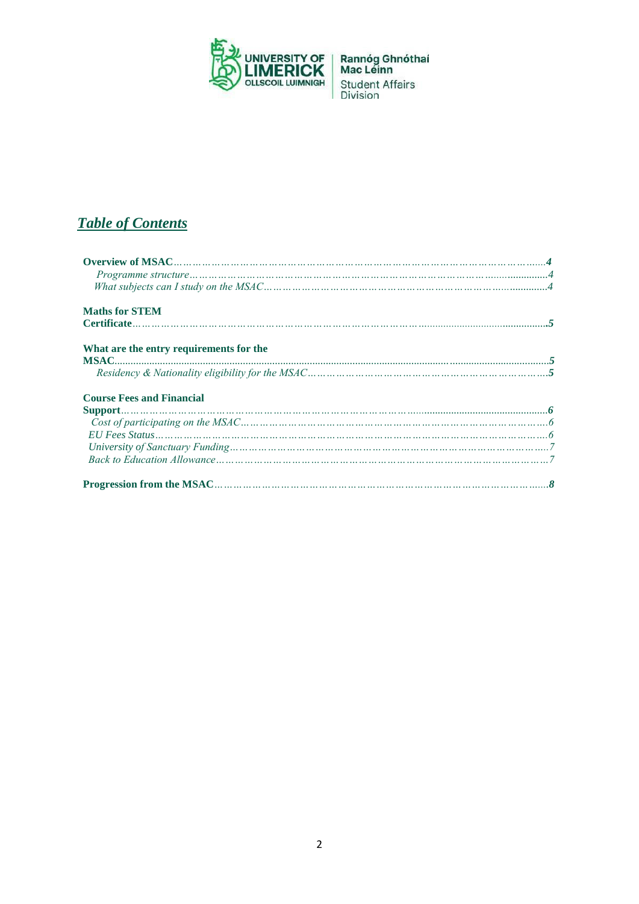# *Table of Contents*

**Overview of MSAC** …… **4**
- *Programme structure* …… *4*
- *What subjects can I study on the MSAC* …… *4*

**Maths for STEM Certificate** …… **5**

**What are the entry requirements for the MSAC** …… **5**
- *Residency & Nationality eligibility for the MSAC* …… *5*

**Course Fees and Financial Support** …… **6**
- *Cost of participating on the MSAC* …… *6*
- *EU Fees Status* …… *6*
- *University of Sanctuary Funding* …… *7*
- *Back to Education Allowance* …… *7*

**Progression from the MSAC** …… **8**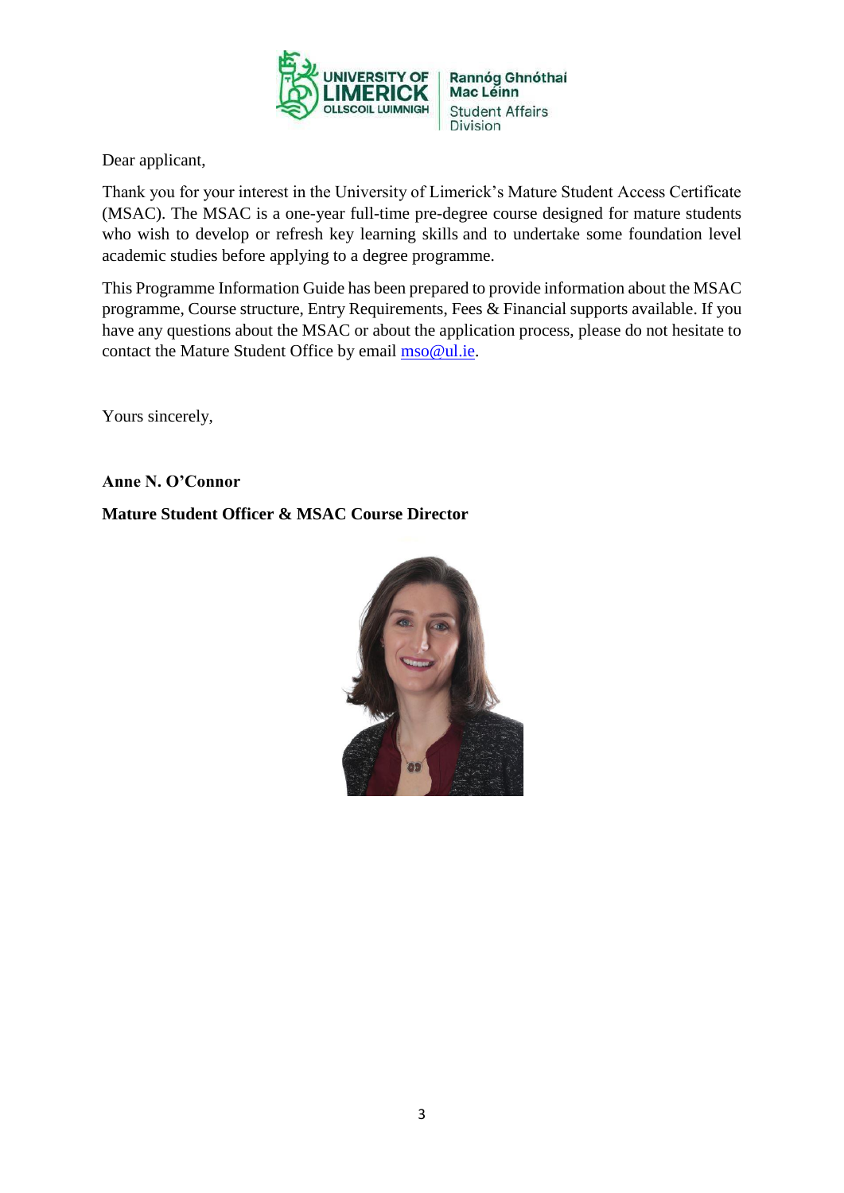Dear applicant,

Thank you for your interest in the University of Limerick's Mature Student Access Certificate (MSAC). The MSAC is a one-year full-time pre-degree course designed for mature students who wish to develop or refresh key learning skills and to undertake some foundation level academic studies before applying to a degree programme.

This Programme Information Guide has been prepared to provide information about the MSAC programme, Course structure, Entry Requirements, Fees & Financial supports available. If you have any questions about the MSAC or about the application process, please do not hesitate to contact the Mature Student Office by email mso@ul.ie.

Yours sincerely,

**Anne N. O'Connor**

**Mature Student Officer & MSAC Course Director**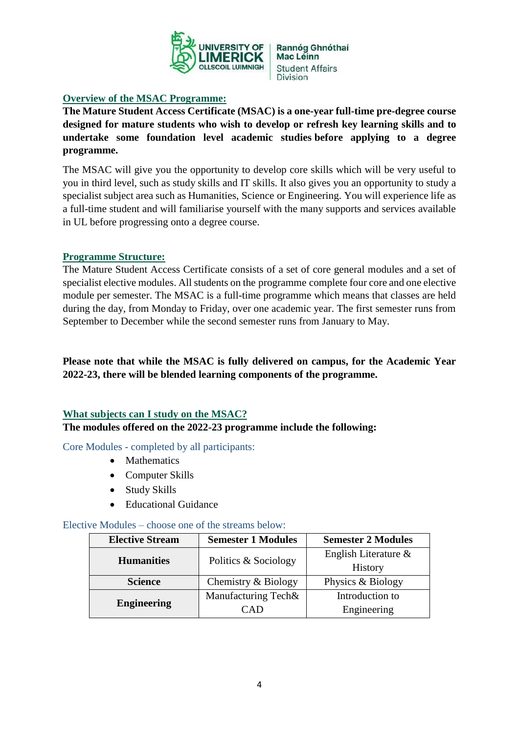## Overview of the MSAC Programme:

**The Mature Student Access Certificate (MSAC) is a one-year full-time pre-degree course designed for mature students who wish to develop or refresh key learning skills and to undertake some foundation level academic studies before applying to a degree programme.**

The MSAC will give you the opportunity to develop core skills which will be very useful to you in third level, such as study skills and IT skills. It also gives you an opportunity to study a specialist subject area such as Humanities, Science or Engineering. You will experience life as a full-time student and will familiarise yourself with the many supports and services available in UL before progressing onto a degree course.

## Programme Structure:

The Mature Student Access Certificate consists of a set of core general modules and a set of specialist elective modules. All students on the programme complete four core and one elective module per semester. The MSAC is a full-time programme which means that classes are held during the day, from Monday to Friday, over one academic year. The first semester runs from September to December while the second semester runs from January to May.

**Please note that while the MSAC is fully delivered on campus, for the Academic Year 2022-23, there will be blended learning components of the programme.**

## What subjects can I study on the MSAC?

**The modules offered on the 2022-23 programme include the following:**

Core Modules - completed by all participants:

- Mathematics
- Computer Skills
- Study Skills
- Educational Guidance

Elective Modules – choose one of the streams below:

| Elective Stream | Semester 1 Modules | Semester 2 Modules |
|---|---|---|
| **Humanities** | Politics & Sociology | English Literature & History |
| **Science** | Chemistry & Biology | Physics & Biology |
| **Engineering** | Manufacturing Tech& CAD | Introduction to Engineering |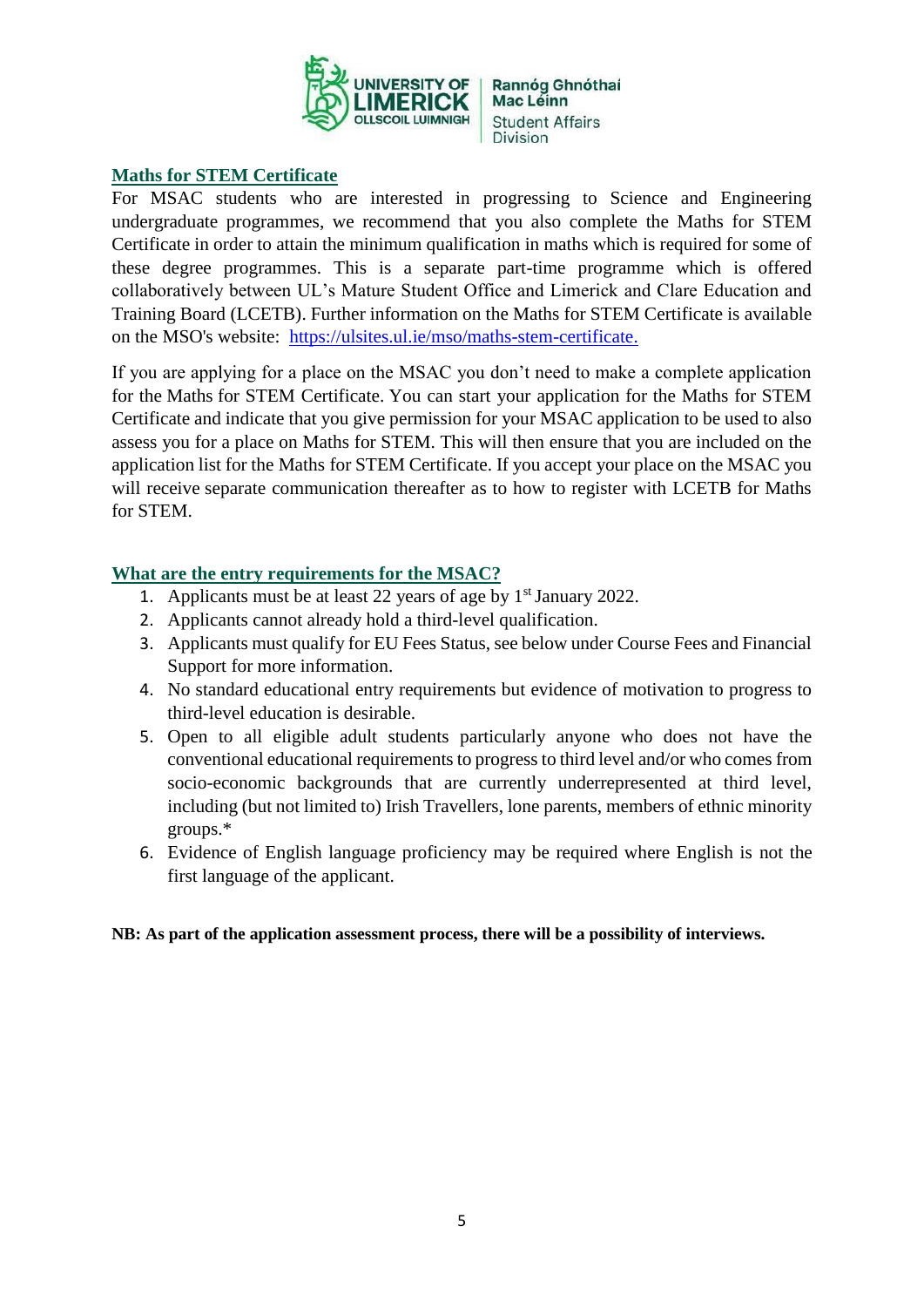## Maths for STEM Certificate

For MSAC students who are interested in progressing to Science and Engineering undergraduate programmes, we recommend that you also complete the Maths for STEM Certificate in order to attain the minimum qualification in maths which is required for some of these degree programmes. This is a separate part-time programme which is offered collaboratively between UL's Mature Student Office and Limerick and Clare Education and Training Board (LCETB). Further information on the Maths for STEM Certificate is available on the MSO's website: [https://ulsites.ul.ie/mso/maths-stem-certificate.](https://ulsites.ul.ie/mso/maths-stem-certificate)

If you are applying for a place on the MSAC you don't need to make a complete application for the Maths for STEM Certificate. You can start your application for the Maths for STEM Certificate and indicate that you give permission for your MSAC application to be used to also assess you for a place on Maths for STEM. This will then ensure that you are included on the application list for the Maths for STEM Certificate. If you accept your place on the MSAC you will receive separate communication thereafter as to how to register with LCETB for Maths for STEM.

## What are the entry requirements for the MSAC?

1. Applicants must be at least 22 years of age by 1st January 2022.
2. Applicants cannot already hold a third-level qualification.
3. Applicants must qualify for EU Fees Status, see below under Course Fees and Financial Support for more information.
4. No standard educational entry requirements but evidence of motivation to progress to third-level education is desirable.
5. Open to all eligible adult students particularly anyone who does not have the conventional educational requirements to progress to third level and/or who comes from socio-economic backgrounds that are currently underrepresented at third level, including (but not limited to) Irish Travellers, lone parents, members of ethnic minority groups.*
6. Evidence of English language proficiency may be required where English is not the first language of the applicant.

**NB: As part of the application assessment process, there will be a possibility of interviews.**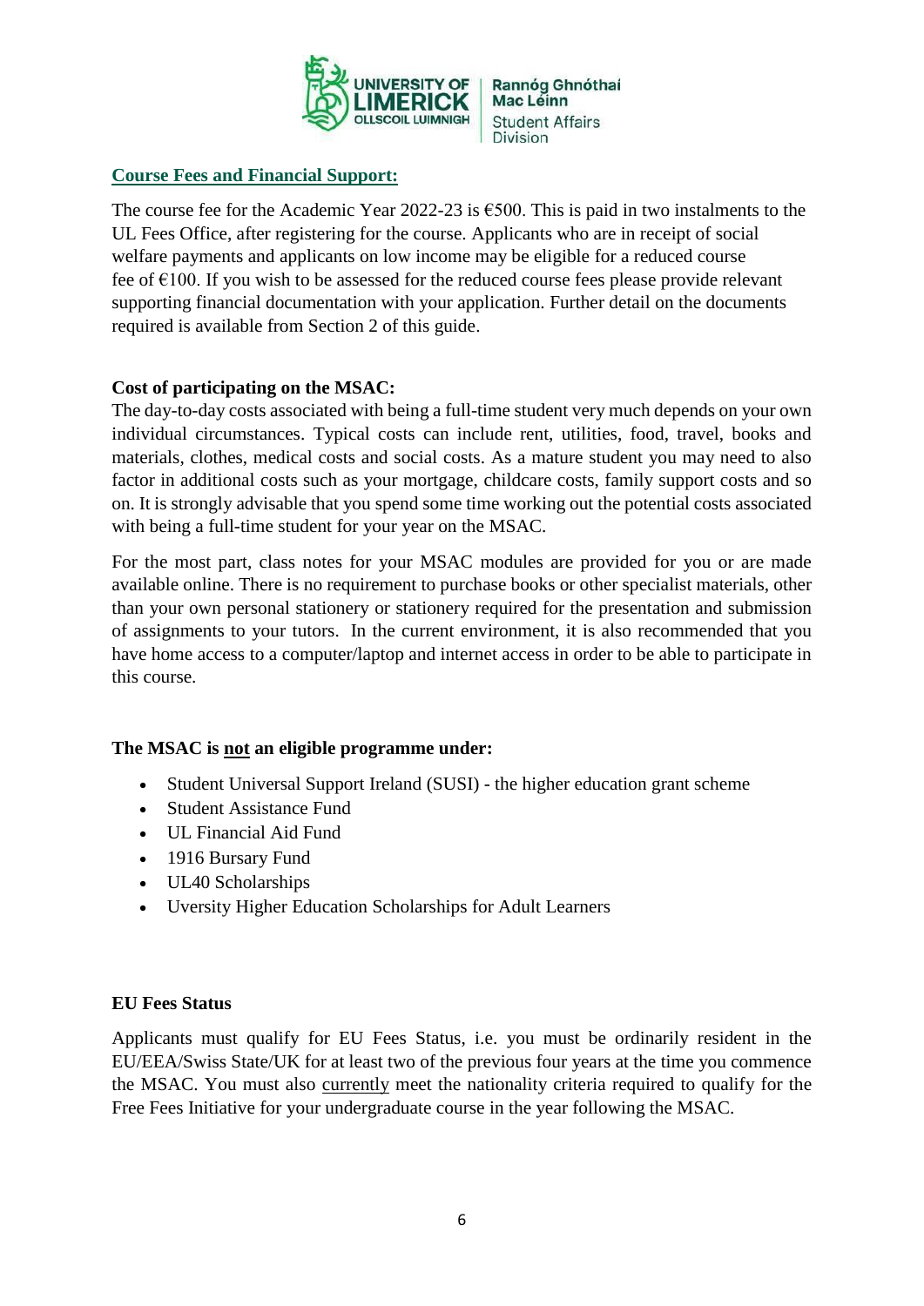## Course Fees and Financial Support:

The course fee for the Academic Year 2022-23 is €500. This is paid in two instalments to the UL Fees Office, after registering for the course. Applicants who are in receipt of social welfare payments and applicants on low income may be eligible for a reduced course fee of €100. If you wish to be assessed for the reduced course fees please provide relevant supporting financial documentation with your application. Further detail on the documents required is available from Section 2 of this guide.

**Cost of participating on the MSAC:**

The day-to-day costs associated with being a full-time student very much depends on your own individual circumstances. Typical costs can include rent, utilities, food, travel, books and materials, clothes, medical costs and social costs. As a mature student you may need to also factor in additional costs such as your mortgage, childcare costs, family support costs and so on. It is strongly advisable that you spend some time working out the potential costs associated with being a full-time student for your year on the MSAC.

For the most part, class notes for your MSAC modules are provided for you or are made available online. There is no requirement to purchase books or other specialist materials, other than your own personal stationery or stationery required for the presentation and submission of assignments to your tutors. In the current environment, it is also recommended that you have home access to a computer/laptop and internet access in order to be able to participate in this course.

**The MSAC is <u>not</u> an eligible programme under:**

- Student Universal Support Ireland (SUSI) - the higher education grant scheme
- Student Assistance Fund
- UL Financial Aid Fund
- 1916 Bursary Fund
- UL40 Scholarships
- Uversity Higher Education Scholarships for Adult Learners

**EU Fees Status**

Applicants must qualify for EU Fees Status, i.e. you must be ordinarily resident in the EU/EEA/Swiss State/UK for at least two of the previous four years at the time you commence the MSAC. You must also <u>currently</u> meet the nationality criteria required to qualify for the Free Fees Initiative for your undergraduate course in the year following the MSAC.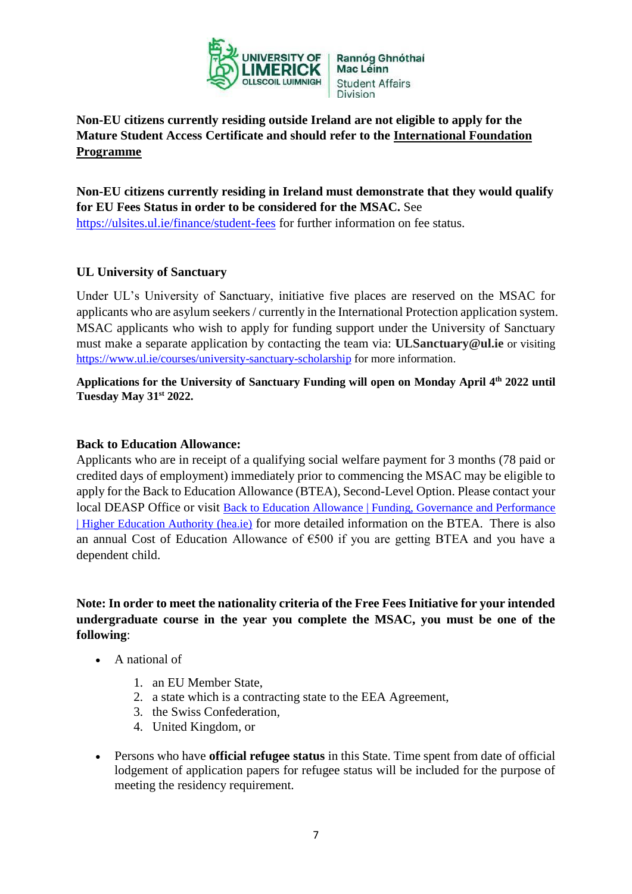**Non-EU citizens currently residing outside Ireland are not eligible to apply for the Mature Student Access Certificate and should refer to the International Foundation Programme**

**Non-EU citizens currently residing in Ireland must demonstrate that they would qualify for EU Fees Status in order to be considered for the MSAC.** See https://ulsites.ul.ie/finance/student-fees for further information on fee status.

**UL University of Sanctuary**

Under UL's University of Sanctuary, initiative five places are reserved on the MSAC for applicants who are asylum seekers / currently in the International Protection application system. MSAC applicants who wish to apply for funding support under the University of Sanctuary must make a separate application by contacting the team via: **ULSanctuary@ul.ie** or visiting https://www.ul.ie/courses/university-sanctuary-scholarship for more information.

**Applications for the University of Sanctuary Funding will open on Monday April 4th 2022 until Tuesday May 31st 2022.**

**Back to Education Allowance:**

Applicants who are in receipt of a qualifying social welfare payment for 3 months (78 paid or credited days of employment) immediately prior to commencing the MSAC may be eligible to apply for the Back to Education Allowance (BTEA), Second-Level Option. Please contact your local DEASP Office or visit Back to Education Allowance | Funding, Governance and Performance | Higher Education Authority (hea.ie) for more detailed information on the BTEA. There is also an annual Cost of Education Allowance of €500 if you are getting BTEA and you have a dependent child.

**Note: In order to meet the nationality criteria of the Free Fees Initiative for your intended undergraduate course in the year you complete the MSAC, you must be one of the following**:

- A national of
  1. an EU Member State,
  2. a state which is a contracting state to the EEA Agreement,
  3. the Swiss Confederation,
  4. United Kingdom, or
- Persons who have **official refugee status** in this State. Time spent from date of official lodgement of application papers for refugee status will be included for the purpose of meeting the residency requirement.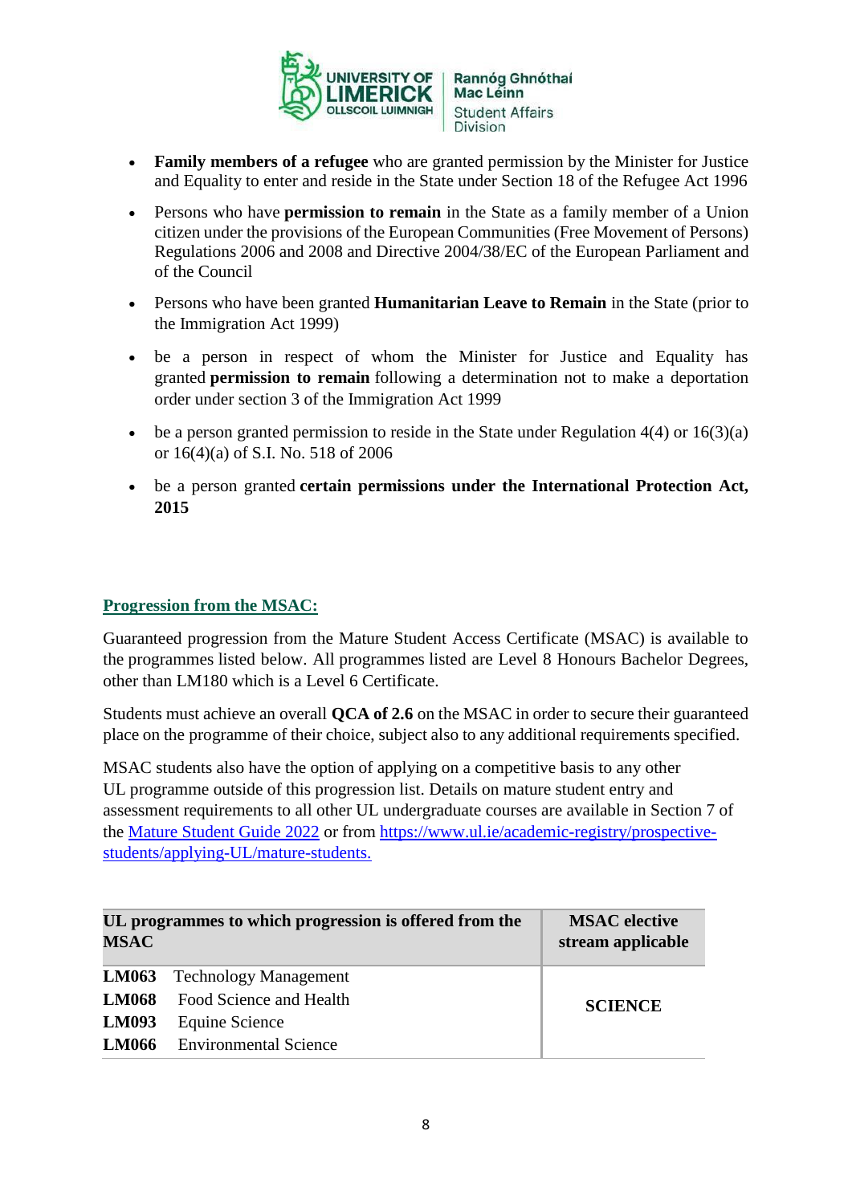- **Family members of a refugee** who are granted permission by the Minister for Justice and Equality to enter and reside in the State under Section 18 of the Refugee Act 1996
- Persons who have **permission to remain** in the State as a family member of a Union citizen under the provisions of the European Communities (Free Movement of Persons) Regulations 2006 and 2008 and Directive 2004/38/EC of the European Parliament and of the Council
- Persons who have been granted **Humanitarian Leave to Remain** in the State (prior to the Immigration Act 1999)
- be a person in respect of whom the Minister for Justice and Equality has granted **permission to remain** following a determination not to make a deportation order under section 3 of the Immigration Act 1999
- be a person granted permission to reside in the State under Regulation 4(4) or 16(3)(a) or 16(4)(a) of S.I. No. 518 of 2006
- be a person granted **certain permissions under the International Protection Act, 2015**

## Progression from the MSAC:

Guaranteed progression from the Mature Student Access Certificate (MSAC) is available to the programmes listed below. All programmes listed are Level 8 Honours Bachelor Degrees, other than LM180 which is a Level 6 Certificate.

Students must achieve an overall **QCA of 2.6** on the MSAC in order to secure their guaranteed place on the programme of their choice, subject also to any additional requirements specified.

MSAC students also have the option of applying on a competitive basis to any other UL programme outside of this progression list. Details on mature student entry and assessment requirements to all other UL undergraduate courses are available in Section 7 of the [Mature Student Guide 2022](Mature Student Guide 2022) or from [https://www.ul.ie/academic-registry/prospective-students/applying-UL/mature-students.](https://www.ul.ie/academic-registry/prospective-students/applying-UL/mature-students.)

| UL programmes to which progression is offered from the MSAC | MSAC elective stream applicable |
|---|---|
| **LM063** Technology Management<br>**LM068** Food Science and Health<br>**LM093** Equine Science<br>**LM066** Environmental Science | **SCIENCE** |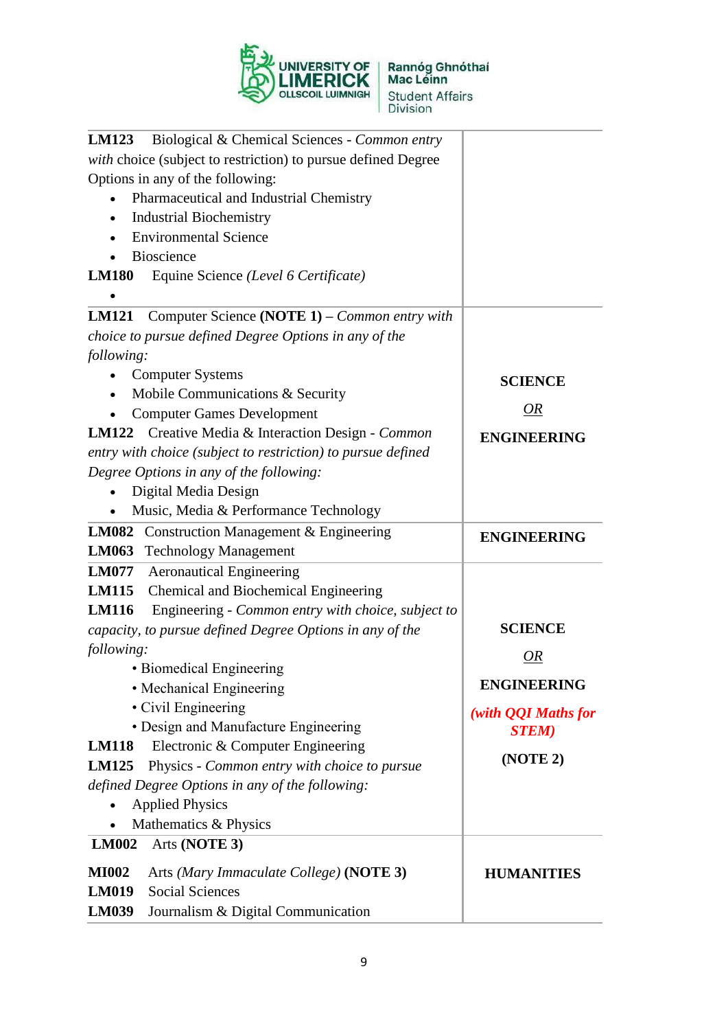| | |
|---|---|
| **LM123** Biological & Chemical Sciences - *Common entry with* choice (subject to restriction) to pursue defined Degree Options in any of the following:<br>• Pharmaceutical and Industrial Chemistry<br>• Industrial Biochemistry<br>• Environmental Science<br>• Bioscience<br>**LM180** Equine Science *(Level 6 Certificate)*<br>• | |
| **LM121** Computer Science **(NOTE 1)** – *Common entry with choice to pursue defined Degree Options in any of the following:*<br>• Computer Systems<br>• Mobile Communications & Security<br>• Computer Games Development<br>**LM122** Creative Media & Interaction Design - *Common entry with choice (subject to restriction) to pursue defined Degree Options in any of the following:*<br>• Digital Media Design<br>• Music, Media & Performance Technology | **SCIENCE**<br>*OR*<br>**ENGINEERING** |
| **LM082** Construction Management & Engineering<br>**LM063** Technology Management | **ENGINEERING** |
| **LM077** Aeronautical Engineering<br>**LM115** Chemical and Biochemical Engineering<br>**LM116** Engineering - *Common entry with choice, subject to capacity, to pursue defined Degree Options in any of the following:*<br>• Biomedical Engineering<br>• Mechanical Engineering<br>• Civil Engineering<br>• Design and Manufacture Engineering<br>**LM118** Electronic & Computer Engineering<br>**LM125** Physics - *Common entry with choice to pursue defined Degree Options in any of the following:*<br>• Applied Physics<br>• Mathematics & Physics | **SCIENCE**<br>*OR*<br>**ENGINEERING**<br>***(with QQI Maths for STEM)***<br>**(NOTE 2)** |
| **LM002** Arts **(NOTE 3)**<br>**MI002** Arts *(Mary Immaculate College)* **(NOTE 3)**<br>**LM019** Social Sciences<br>**LM039** Journalism & Digital Communication | **HUMANITIES** |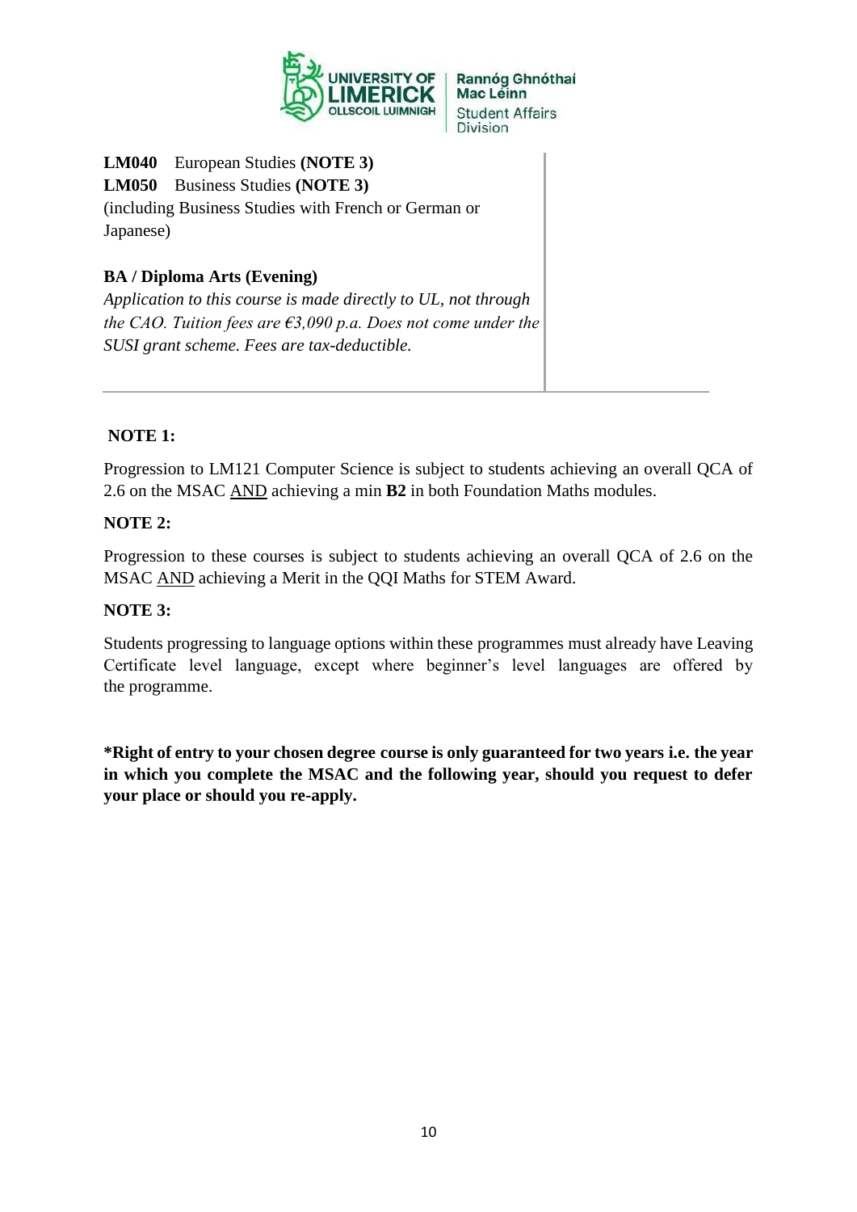**LM040** European Studies **(NOTE 3)**
**LM050** Business Studies **(NOTE 3)**
(including Business Studies with French or German or Japanese)

**BA / Diploma Arts (Evening)**
*Application to this course is made directly to UL, not through the CAO. Tuition fees are €3,090 p.a. Does not come under the SUSI grant scheme. Fees are tax-deductible.*

**NOTE 1:**

Progression to LM121 Computer Science is subject to students achieving an overall QCA of 2.6 on the MSAC AND achieving a min **B2** in both Foundation Maths modules.

**NOTE 2:**

Progression to these courses is subject to students achieving an overall QCA of 2.6 on the MSAC AND achieving a Merit in the QQI Maths for STEM Award.

**NOTE 3:**

Students progressing to language options within these programmes must already have Leaving Certificate level language, except where beginner's level languages are offered by the programme.

**\*Right of entry to your chosen degree course is only guaranteed for two years i.e. the year in which you complete the MSAC and the following year, should you request to defer your place or should you re-apply.**